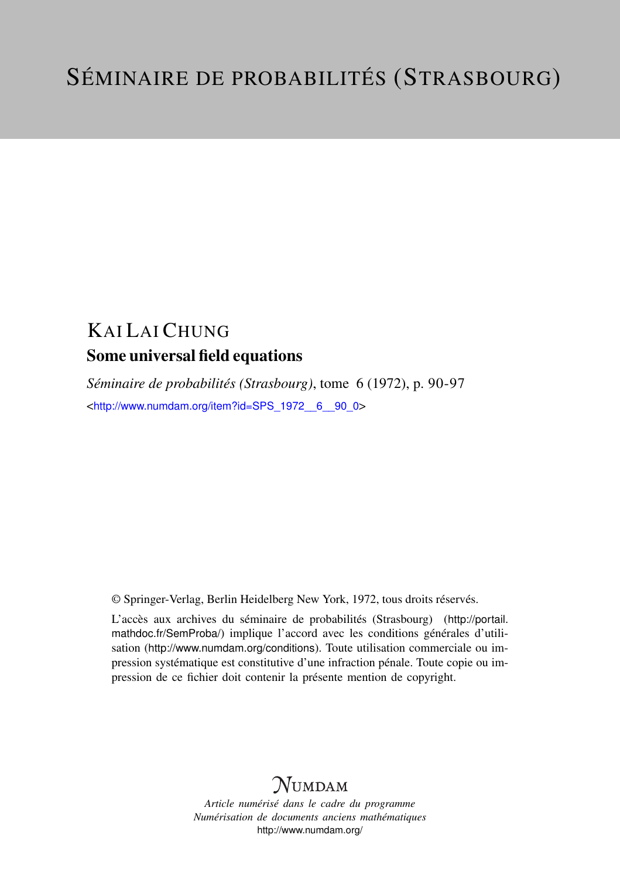# SÉMINAIRE DE PROBABILITÉS (STRASBOURG)

## KAI LAI CHUNG

### Some universal field equations

*Séminaire de probabilités (Strasbourg)*, tome 6 (1972), p. 90-97

<http://www.numdam.org/item?id=SPS_1972__6__90_0>

© Springer-Verlag, Berlin Heidelberg New York, 1972, tous droits réservés.

L'accès aux archives du séminaire de probabilités (Strasbourg) (http://portail.mathdoc.fr/SemProba/) implique l'accord avec les conditions générales d'utilisation (http://www.numdam.org/conditions). Toute utilisation commerciale ou impression systématique est constitutive d'une infraction pénale. Toute copie ou impression de ce fichier doit contenir la présente mention de copyright.

NUMDAM

*Article numérisé dans le cadre du programme*
*Numérisation de documents anciens mathématiques*
http://www.numdam.org/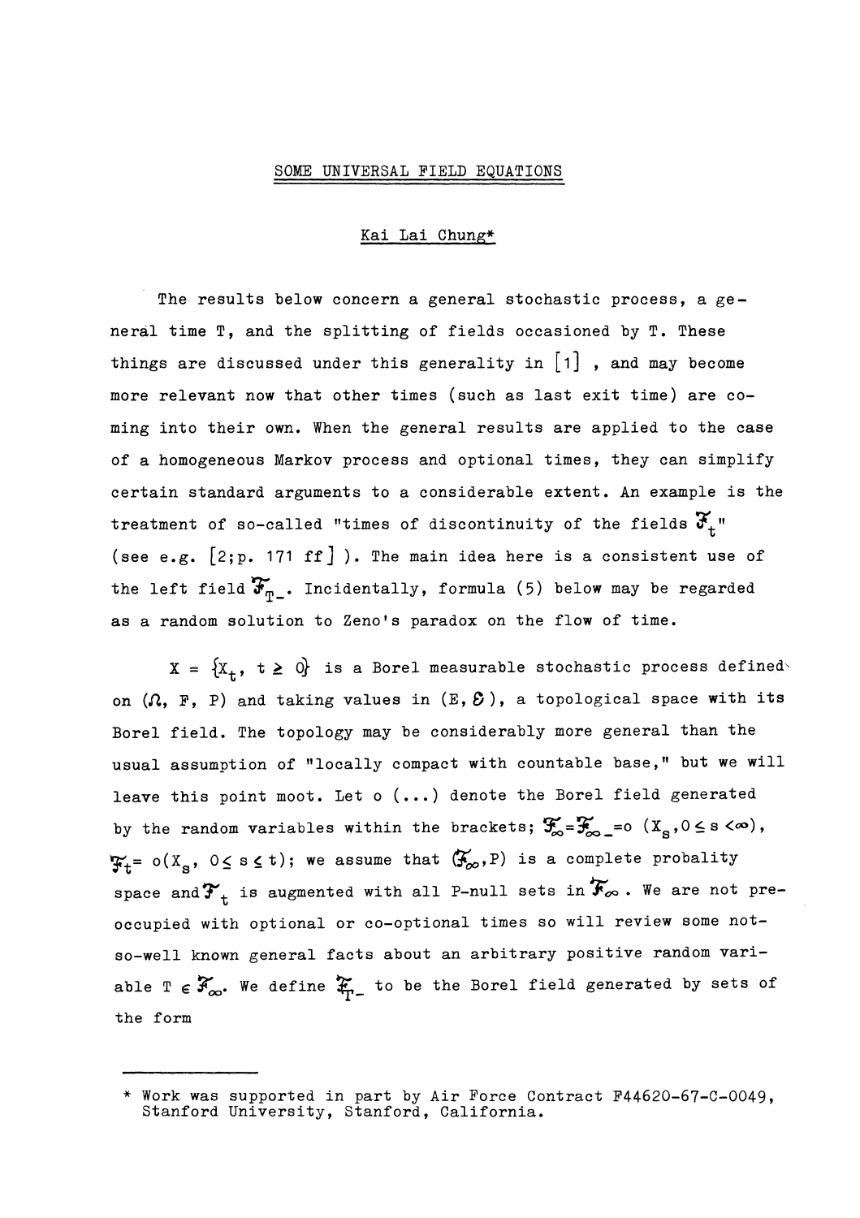# SOME UNIVERSAL FIELD EQUATIONS

Kai Lai Chung*

The results below concern a general stochastic process, a general time T, and the splitting of fields occasioned by T. These things are discussed under this generality in [1] , and may become more relevant now that other times (such as last exit time) are coming into their own. When the general results are applied to the case of a homogeneous Markov process and optional times, they can simplify certain standard arguments to a considerable extent. An example is the treatment of so-called "times of discontinuity of the fields $\mathcal{F}_t$" (see e.g. [2;p. 171 ff] ). The main idea here is a consistent use of the left field $\mathcal{F}_{T-}$. Incidentally, formula (5) below may be regarded as a random solution to Zeno's paradox on the flow of time.

$X = \{X_t,\ t \geq 0\}$ is a Borel measurable stochastic process defined on $(\Omega,\ F,\ P)$ and taking values in $(E, \mathcal{E})$, a topological space with its Borel field. The topology may be considerably more general than the usual assumption of "locally compact with countable base," but we will leave this point moot. Let o (...) denote the Borel field generated by the random variables within the brackets; $\mathcal{F}_\infty = \mathcal{F}_{\infty-} = o\ (X_s, 0 \leq s < \infty)$, $\mathcal{F}_t = o(X_s,\ 0 \leq s \leq t)$; we assume that $(\mathcal{F}_\infty, P)$ is a complete probality space and $\mathcal{F}_t$ is augmented with all P-null sets in $\mathcal{F}_\infty$. We are not preoccupied with optional or co-optional times so will review some not-so-well known general facts about an arbitrary positive random variable $T \in \mathcal{F}_\infty$. We define $\mathcal{F}_{T-}$ to be the Borel field generated by sets of the form

---

\* Work was supported in part by Air Force Contract F44620-67-C-0049, Stanford University, Stanford, California.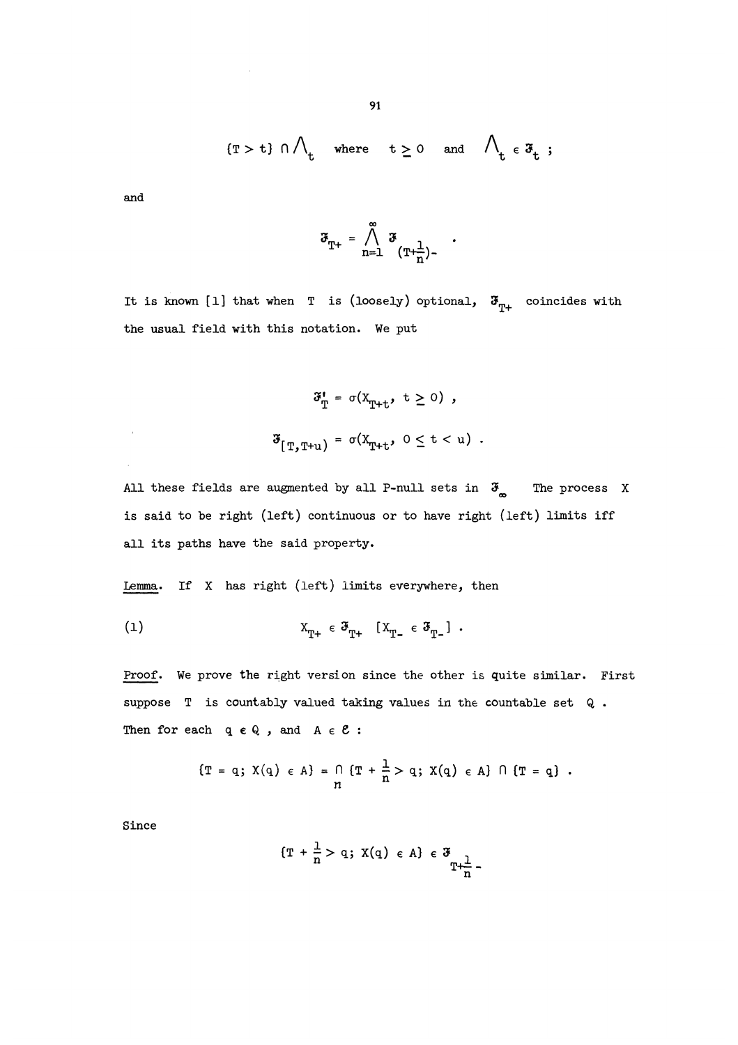$$\{T > t\} \cap \Lambda_t \quad \text{where} \quad t \geq 0 \quad \text{and} \quad \Lambda_t \in \mathcal{F}_t \ ;$$

and

$$\mathcal{F}_{T+} = \bigwedge_{n=1}^{\infty} \mathcal{F}_{(T+\frac{1}{n})-} \ .$$

It is known [1] that when $T$ is (loosely) optional, $\mathcal{F}_{T+}$ coincides with the usual field with this notation. We put

$$\mathcal{F}'_T = \sigma(X_{T+t}, \ t \geq 0) \ ,$$

$$\mathcal{F}_{[T,T+u)} = \sigma(X_{T+t}, \ 0 \leq t < u) \ .$$

All these fields are augmented by all P-null sets in $\mathcal{F}_\infty$. The process $X$ is said to be right continuous (left) continuous or to have right (left) limits iff all its paths have the said property.

<u>Lemma</u>. If $X$ has right (left) limits everywhere, then

$$(1) \qquad X_{T+} \in \mathcal{F}_{T+} \quad [X_{T-} \in \mathcal{F}_{T-}] \ .$$

<u>Proof</u>. We prove the right version since the other is quite similar. First suppose $T$ is countably valued taking values in the countable set $Q$. Then for each $q \in Q$, and $A \in \mathcal{E}$:

$$\{T = q; \ X(q) \in A\} = \bigcap_n \{T + \frac{1}{n} > q; \ X(q) \in A\} \cap \{T = q\} \ .$$

Since

$$\{T + \frac{1}{n} > q; \ X(q) \in A\} \in \mathcal{F}_{T+\frac{1}{n}-}$$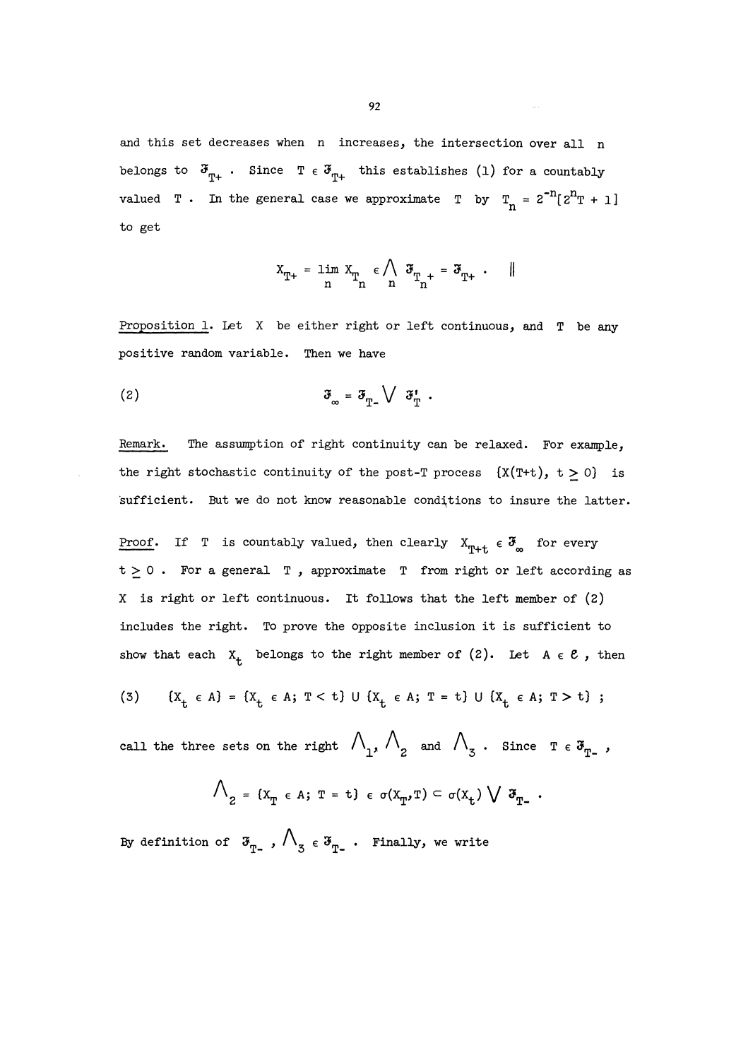and this set decreases when $n$ increases, the intersection over all $n$ belongs to $\mathfrak{F}_{T+}$. Since $T \in \mathfrak{F}_{T+}$ this establishes (1) for a countably valued $T$. In the general case we approximate $T$ by $T_n = 2^{-n}[2^n T + 1]$ to get

$$X_{T+} = \lim_n X_{T_n} \in \bigwedge_n \mathfrak{F}_{T_n+} = \mathfrak{F}_{T+} . \quad \|$$

<u>Proposition 1</u>. Let $X$ be either right or left continuous, and $T$ be any positive random variable. Then we have

$$\mathfrak{F}_\infty = \mathfrak{F}_{T-} \bigvee \mathfrak{F}'_T . \tag{2}$$

<u>Remark.</u> The assumption of right continuity can be relaxed. For example, the right stochastic continuity of the post-T process $\{X(T+t), t \geq 0\}$ is sufficient. But we do not know reasonable conditions to insure the latter.

<u>Proof.</u> If $T$ is countably valued, then clearly $X_{T+t} \in \mathfrak{F}_\infty$ for every $t \geq 0$. For a general $T$, approximate $T$ from right or left according as $X$ is right or left continuous. It follows that the left member of (2) includes the right. To prove the opposite inclusion it is sufficient to show that each $X_t$ belongs to the right member of (2). Let $A \in \mathcal{E}$, then

$$\{X_t \in A\} = \{X_t \in A;\ T < t\} \cup \{X_t \in A;\ T = t\} \cup \{X_t \in A;\ T > t\} ; \tag{3}$$

call the three sets on the right $\Lambda_1$, $\Lambda_2$ and $\Lambda_3$. Since $T \in \mathfrak{F}_{T-}$,

$$\Lambda_2 = \{X_T \in A;\ T = t\} \in \sigma(X_T, T) \subset \sigma(X_t) \bigvee \mathfrak{F}_{T-} .$$

By definition of $\mathfrak{F}_{T-}$, $\Lambda_3 \in \mathfrak{F}_{T-}$. Finally, we write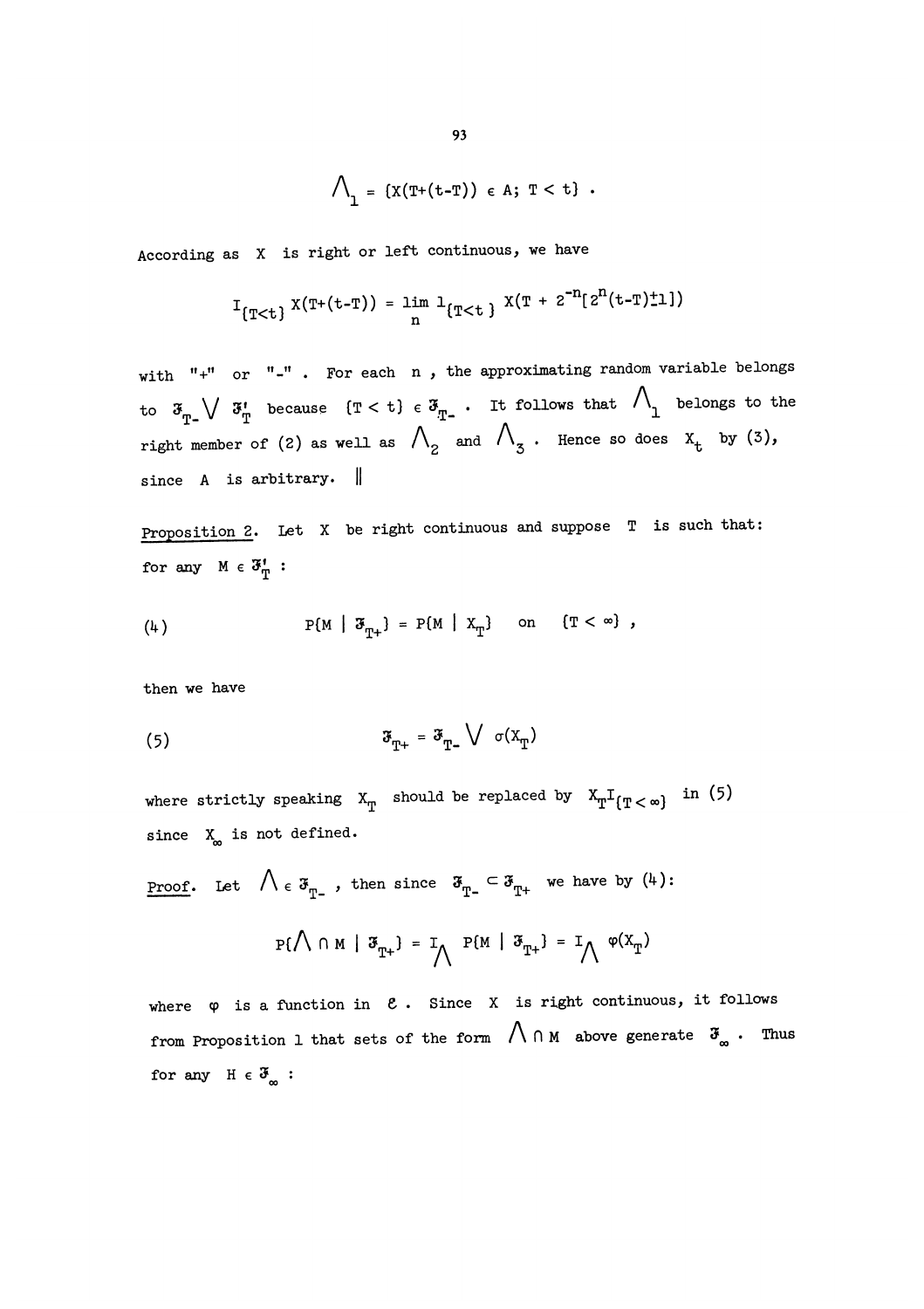$$\Lambda_1 = \{X(T+(t-T)) \in A;\ T < t\} .$$

According as $X$ is right or left continuous, we have

$$I_{\{T<t\}}\, X(T+(t-T)) = \lim_n 1_{\{T<t\}}\, X(T + 2^{-n}[2^n(t-T)\pm 1])$$

with "+" or "-". For each $n$, the approximating random variable belongs to $\mathfrak{F}_{T-} \vee \mathfrak{F}'_T$ because $\{T < t\} \in \mathfrak{F}_{T-}$. It follows that $\Lambda_1$ belongs to the right member of (2) as well as $\Lambda_2$ and $\Lambda_3$. Hence so does $X_t$ by (3), since $A$ is arbitrary. ‖

Proposition 2. Let $X$ be right continuous and suppose $T$ is such that: for any $M \in \mathfrak{F}'_T$ :

$$P\{M \mid \mathfrak{F}_{T+}\} = P\{M \mid X_T\} \quad \text{on} \quad \{T < \infty\} , \tag{4}$$

then we have

$$\mathfrak{F}_{T+} = \mathfrak{F}_{T-} \vee \sigma(X_T) \tag{5}$$

where strictly speaking $X_T$ should be replaced by $X_T I_{\{T<\infty\}}$ in (5) since $X_\infty$ is not defined.

Proof. Let $\Lambda \in \mathfrak{F}_{T-}$, then since $\mathfrak{F}_{T-} \subset \mathfrak{F}_{T+}$ we have by (4):

$$P\{\Lambda \cap M \mid \mathfrak{F}_{T+}\} = I_\Lambda\, P\{M \mid \mathfrak{F}_{T+}\} = I_\Lambda\, \varphi(X_T)$$

where $\varphi$ is a function in $\mathcal{E}$. Since $X$ is right continuous, it follows from Proposition 1 that sets of the form $\Lambda \cap M$ above generate $\mathfrak{F}_\infty$. Thus for any $H \in \mathfrak{F}_\infty$ :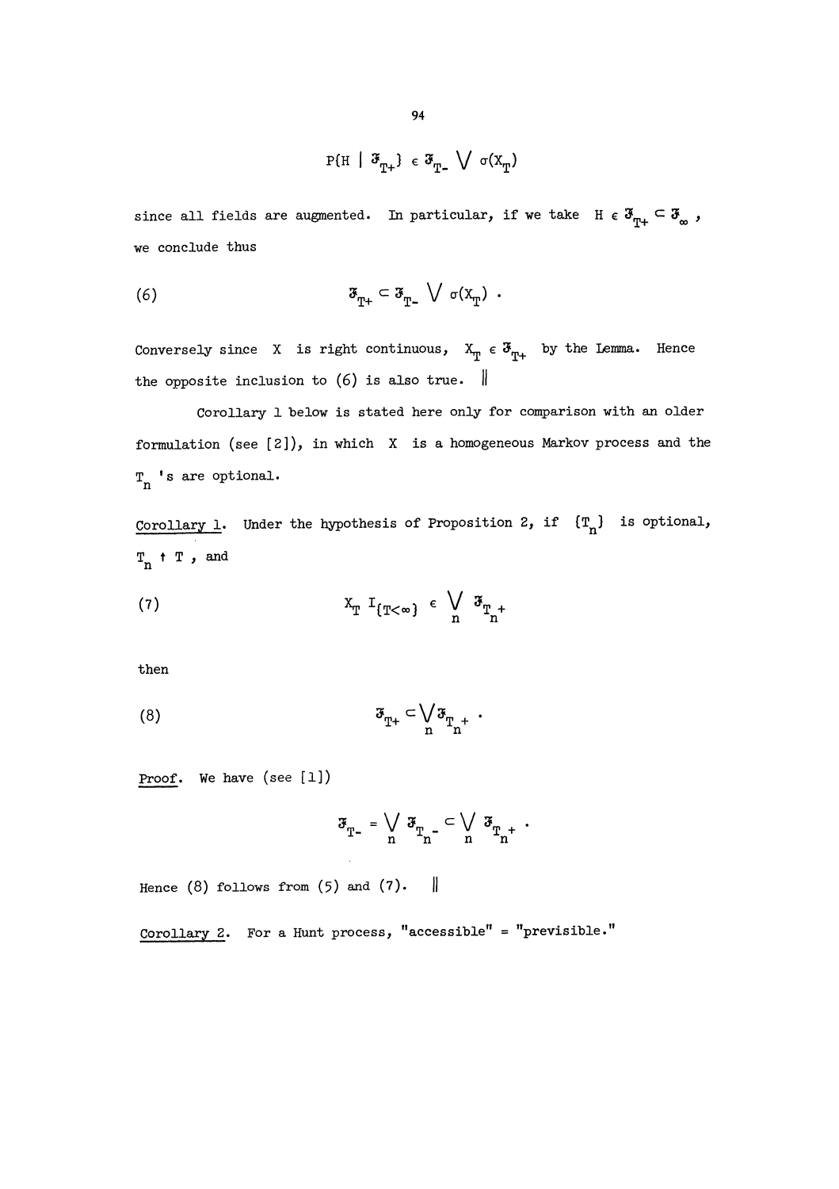$$P\{H \mid \mathfrak{F}_{T+}\} \in \mathfrak{F}_{T-} \bigvee \sigma(X_T)$$

since all fields are augmented. In particular, if we take $H \in \mathfrak{F}_{T+} \subset \mathfrak{F}_{\infty}$, we conclude thus

$$\mathfrak{F}_{T+} \subset \mathfrak{F}_{T-} \bigvee \sigma(X_T) \ . \tag{6}$$

Conversely since $X$ is right continuous, $X_T \in \mathfrak{F}_{T+}$ by the Lemma. Hence the opposite inclusion to (6) is also true. ‖

Corollary 1 below is stated here only for comparison with an older formulation (see [2]), in which $X$ is a homogeneous Markov process and the $T_n$'s are optional.

<u>Corollary 1</u>. Under the hypothesis of Proposition 2, if $\{T_n\}$ is optional, $T_n \uparrow T$, and

$$X_T \, I_{\{T<\infty\}} \in \bigvee_n \mathfrak{F}_{T_n+} \tag{7}$$

then

$$\mathfrak{F}_{T+} \subset \bigvee_n \mathfrak{F}_{T_n+} \ . \tag{8}$$

<u>Proof</u>. We have (see [1])

$$\mathfrak{F}_{T-} = \bigvee_n \mathfrak{F}_{T_n-} \subset \bigvee_n \mathfrak{F}_{T_n+} \ .$$

Hence (8) follows from (5) and (7). ‖

<u>Corollary 2</u>. For a Hunt process, "accessible" = "previsible."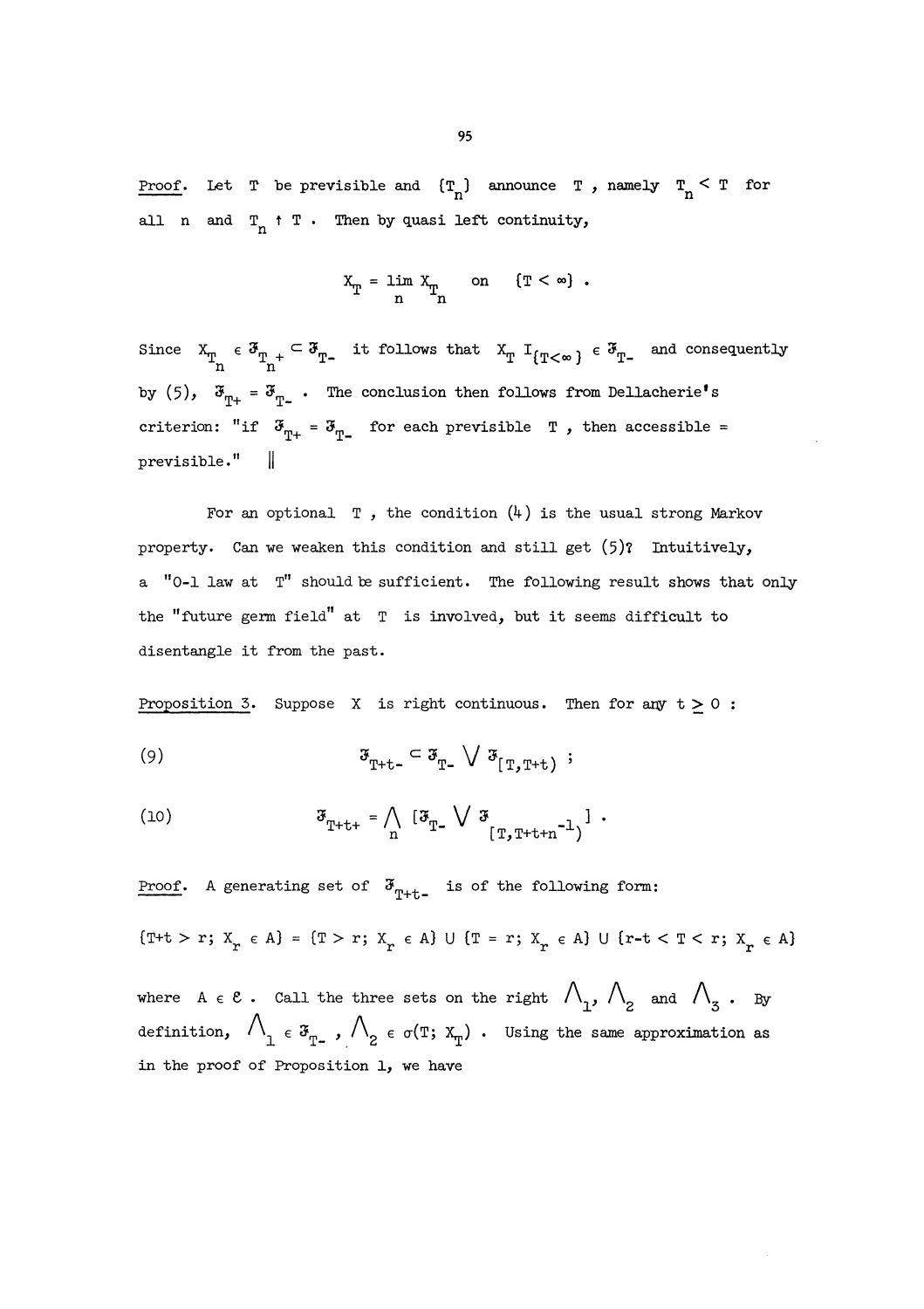*Proof.* Let $T$ be previsible and $\{T_n\}$ announce $T$, namely $T_n < T$ for all $n$ and $T_n \uparrow T$. Then by quasi left continuity,

$$X_T = \lim_n X_{T_n} \quad \text{on} \quad \{T < \infty\} .$$

Since $X_{T_n} \in \mathfrak{F}_{T_n+} \subset \mathfrak{F}_{T-}$ it follows that $X_T I_{\{T<\infty\}} \in \mathfrak{F}_{T-}$ and consequently by (5), $\mathfrak{F}_{T+} = \mathfrak{F}_{T-}$. The conclusion then follows from Dellacherie's criterion: "if $\mathfrak{F}_{T+} = \mathfrak{F}_{T-}$ for each previsible $T$, then accessible = previsible." ||

For an optional $T$, the condition (4) is the usual strong Markov property. Can we weaken this condition and still get (5)? Intuitively, a "0-1 law at $T$" should be sufficient. The following result shows that only the "future germ field" at $T$ is involved, but it seems difficult to disentangle it from the past.

*Proposition 3.* Suppose $X$ is right continuous. Then for any $t \geq 0$:

$$\mathfrak{F}_{T+t-} \subset \mathfrak{F}_{T-} \vee \mathfrak{F}_{[T,T+t)} ; \tag{9}$$

$$\mathfrak{F}_{T+t+} = \bigwedge_n [\mathfrak{F}_{T-} \vee \mathfrak{F}_{[T,T+t+n^{-1})}] . \tag{10}$$

*Proof.* A generating set of $\mathfrak{F}_{T+t-}$ is of the following form:

$$\{T+t > r;\ X_r \in A\} = \{T > r;\ X_r \in A\} \cup \{T = r;\ X_r \in A\} \cup \{r-t < T < r;\ X_r \in A\}$$

where $A \in \mathcal{E}$. Call the three sets on the right $\Lambda_1$, $\Lambda_2$ and $\Lambda_3$. By definition, $\Lambda_1 \in \mathfrak{F}_{T-}$, $\Lambda_2 \in \sigma(T;\ X_T)$. Using the same approximation as in the proof of Proposition 1, we have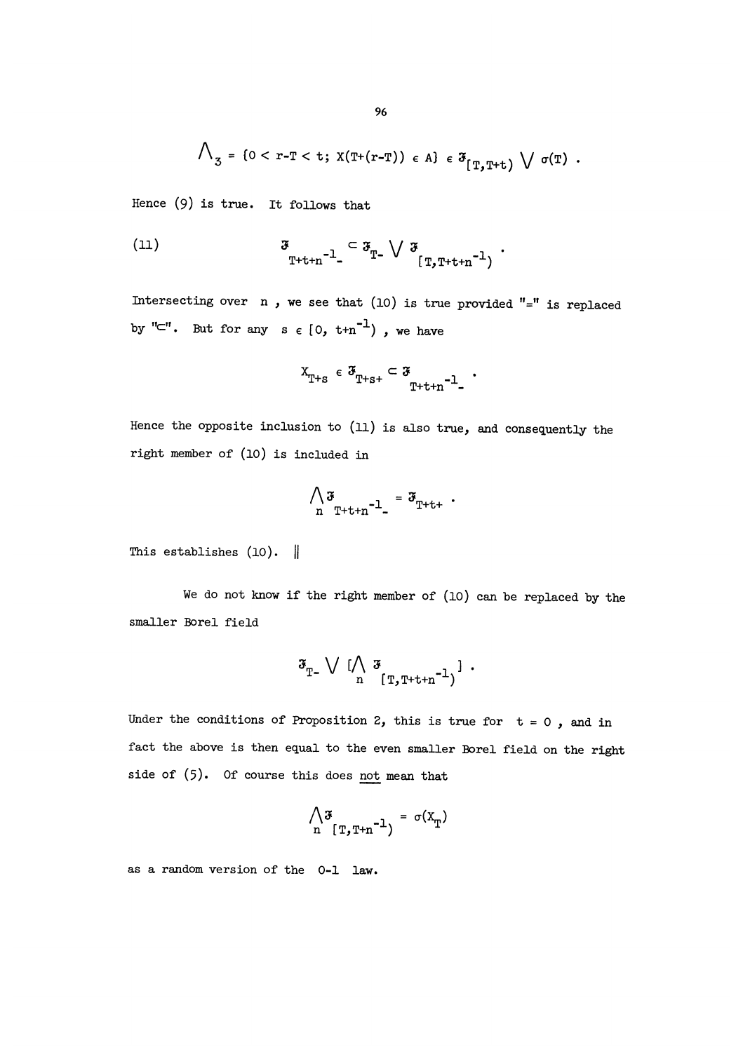$$\Lambda_3 = \{0 < r-T < t;\ X(T+(r-T)) \in A\} \in \mathfrak{F}_{[T,T+t)} \bigvee \sigma(T) .$$

Hence (9) is true. It follows that

$$\mathfrak{F}_{T+t+n^{-1}-} \subset \mathfrak{F}_{T-} \bigvee \mathfrak{F}_{[T,T+t+n^{-1})} . \tag{11}$$

Intersecting over $n$, we see that (10) is true provided "=" is replaced by "$\subset$". But for any $s \in [0, t+n^{-1})$, we have

$$X_{T+s} \in \mathfrak{F}_{T+s+} \subset \mathfrak{F}_{T+t+n^{-1}-} .$$

Hence the opposite inclusion to (11) is also true, and consequently the right member of (10) is included in

$$\bigwedge_n \mathfrak{F}_{T+t+n^{-1}-} = \mathfrak{F}_{T+t+} .$$

This establishes (10). ‖

We do not know if the right member of (10) can be replaced by the smaller Borel field

$$\mathfrak{F}_{T-} \bigvee [\bigwedge_n \mathfrak{F}_{[T,T+t+n^{-1})}] .$$

Under the conditions of Proposition 2, this is true for $t = 0$, and in fact the above is then equal to the even smaller Borel field on the right side of (5). Of course this does <u>not</u> mean that

$$\bigwedge_n \mathfrak{F}_{[T,T+n^{-1})} = \sigma(X_T)$$

as a random version of the 0-1 law.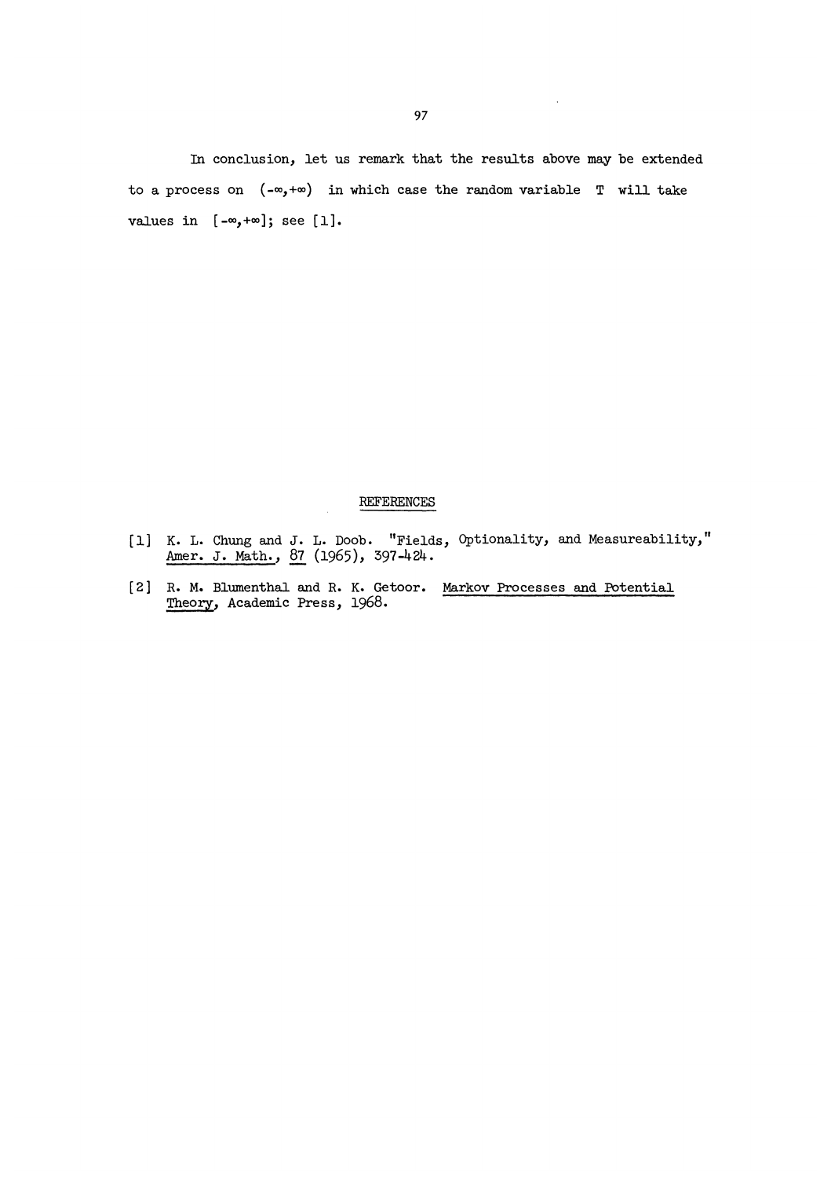In conclusion, let us remark that the results above may be extended to a process on $(-\infty,+\infty)$ in which case the random variable $T$ will take values in $[-\infty,+\infty]$; see [1].

## REFERENCES

[1] K. L. Chung and J. L. Doob. "Fields, Optionality, and Measureability," Amer. J. Math., 87 (1965), 397-424.

[2] R. M. Blumenthal and R. K. Getoor. Markov Processes and Potential Theory, Academic Press, 1968.